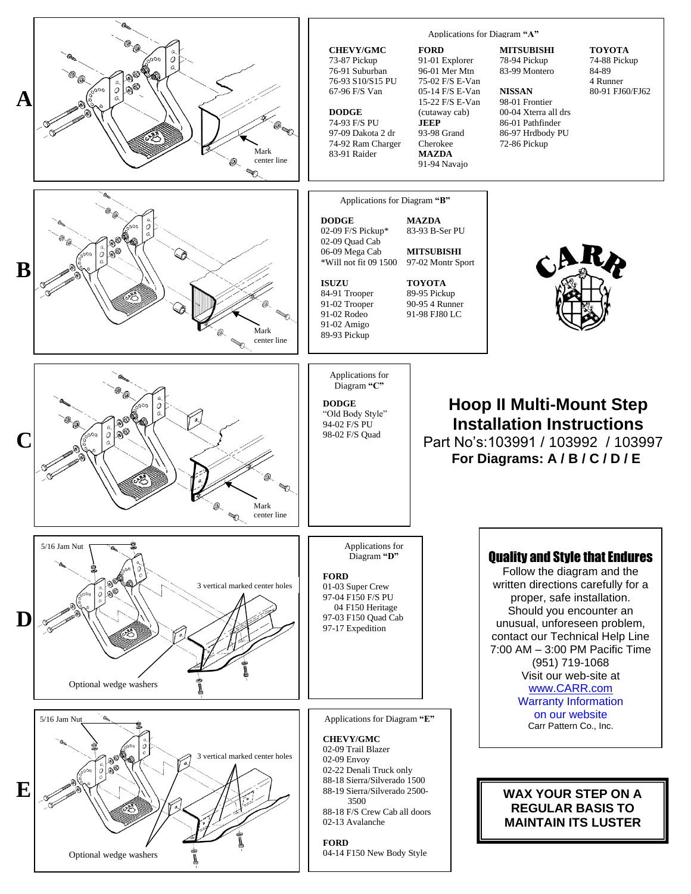# Hoop II Multi-Mount Step Installation Instructions

Part No's:103991 / 103992 / 103997

**For Diagrams: A / B / C / D / E**

**A**

Mark center line

Applications for Diagram **"A"**

**CHEVY/GMC**
73-87 Pickup
76-91 Suburban
76-93 S10/S15 PU
67-96 F/S Van

**DODGE**
74-93 F/S PU
97-09 Dakota 2 dr
74-92 Ram Charger
83-91 Raider

**FORD**
91-01 Explorer
96-01 Mer Mtn
75-02 F/S E-Van
05-14 F/S E-Van
15-22 F/S E-Van (cutaway cab)

**JEEP**
93-98 Grand Cherokee

**MAZDA**
91-94 Navajo

**MITSUBISHI**
78-94 Pickup
83-99 Montero

**NISSAN**
98-01 Frontier
00-04 Xterra all drs
86-01 Pathfinder
86-97 Hrdbody PU
72-86 Pickup

**TOYOTA**
74-88 Pickup
84-89
4 Runner
80-91 FJ60/FJ62

**B**

Mark center line

Applications for Diagram **"B"**

**DODGE**
02-09 F/S Pickup*
02-09 Quad Cab
06-09 Mega Cab
*Will not fit 09 1500

**ISUZU**
84-91 Trooper
91-02 Trooper
91-02 Rodeo
91-02 Amigo
89-93 Pickup

**MAZDA**
83-93 B-Ser PU

**MITSUBISHI**
97-02 Montr Sport

**TOYOTA**
89-95 Pickup
90-95 4 Runner
91-98 FJ80 LC

CARR

**C**

Mark center line

Applications for Diagram **"C"**

**DODGE**
"Old Body Style"
94-02 F/S PU
98-02 F/S Quad

**D**

5/16 Jam Nut

3 vertical marked center holes

Optional wedge washers

Applications for Diagram **"D"**

**FORD**
01-03 Super Crew
97-04 F150 F/S PU
04 F150 Heritage
97-03 F150 Quad Cab
97-17 Expedition

**E**

5/16 Jam Nut

3 vertical marked center holes

Optional wedge washers

Applications for Diagram **"E"**

**CHEVY/GMC**
02-09 Trail Blazer
02-09 Envoy
02-22 Denali Truck only
88-18 Sierra/Silverado 1500
88-19 Sierra/Silverado 2500-3500
88-18 F/S Crew Cab all doors
02-13 Avalanche

**FORD**
04-14 F150 New Body Style

## Quality and Style that Endures

Follow the diagram and the written directions carefully for a proper, safe installation. Should you encounter an unusual, unforeseen problem, contact our Technical Help Line 7:00 AM – 3:00 PM Pacific Time (951) 719-1068
Visit our web-site at www.CARR.com
Warranty Information on our website
Carr Pattern Co., Inc.

**WAX YOUR STEP ON A REGULAR BASIS TO MAINTAIN ITS LUSTER**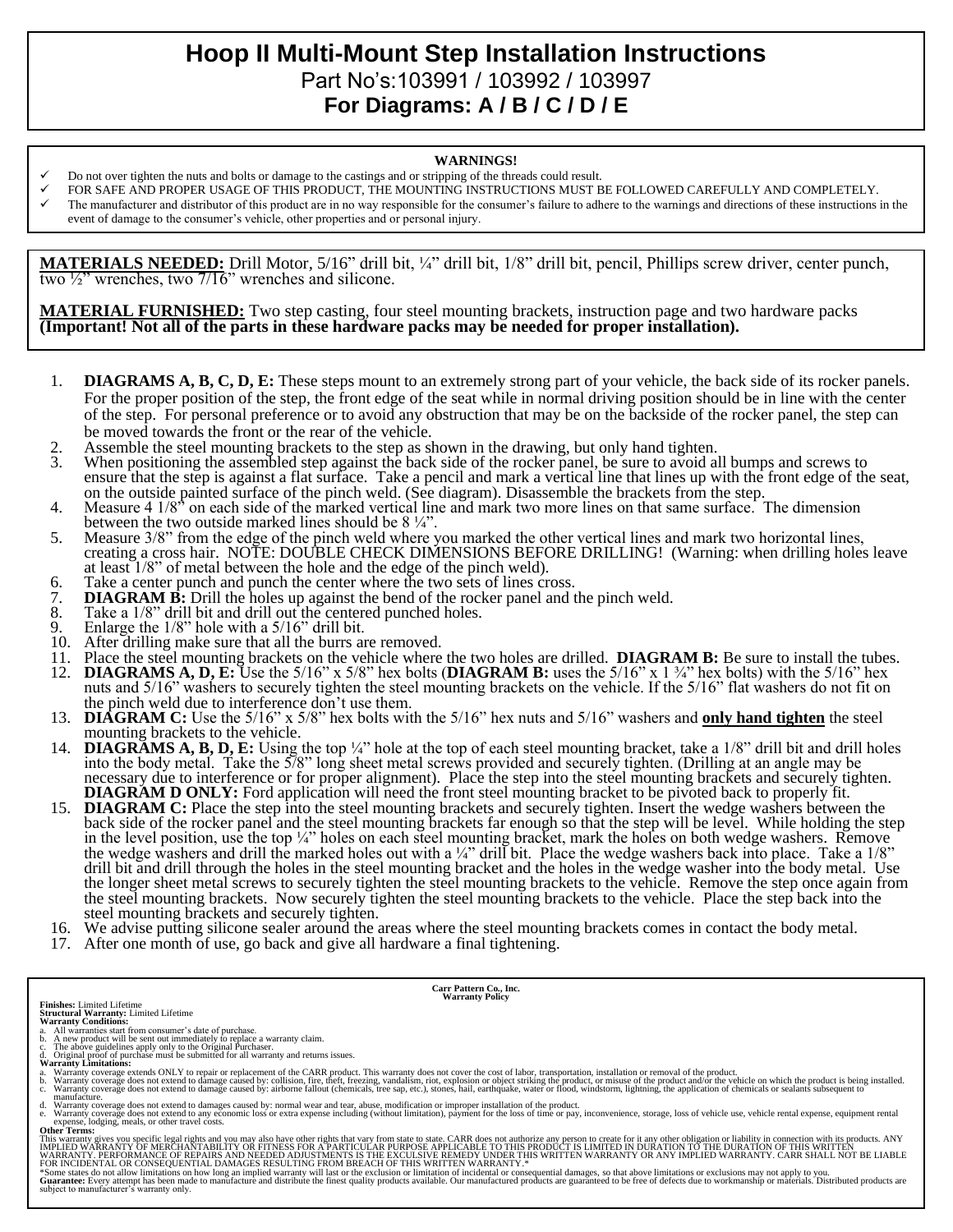# Hoop II Multi-Mount Step Installation Instructions

Part No's:103991 / 103992 / 103997

**For Diagrams: A / B / C / D / E**

**WARNINGS!**

- ✓ Do not over tighten the nuts and bolts or damage to the castings and or stripping of the threads could result.
- ✓ FOR SAFE AND PROPER USAGE OF THIS PRODUCT, THE MOUNTING INSTRUCTIONS MUST BE FOLLOWED CAREFULLY AND COMPLETELY.
- ✓ The manufacturer and distributor of this product are in no way responsible for the consumer's failure to adhere to the warnings and directions of these instructions in the event of damage to the consumer's vehicle, other properties and or personal injury.

**MATERIALS NEEDED:** Drill Motor, 5/16" drill bit, ¼" drill bit, 1/8" drill bit, pencil, Phillips screw driver, center punch, two ½" wrenches, two 7/16" wrenches and silicone.

**MATERIAL FURNISHED:** Two step casting, four steel mounting brackets, instruction page and two hardware packs **(Important! Not all of the parts in these hardware packs may be needed for proper installation).**

1. **DIAGRAMS A, B, C, D, E:** These steps mount to an extremely strong part of your vehicle, the back side of its rocker panels. For the proper position of the step, the front edge of the seat while in normal driving position should be in line with the center of the step. For personal preference or to avoid any obstruction that may be on the backside of the rocker panel, the step can be moved towards the front or the rear of the vehicle.
2. Assemble the steel mounting brackets to the step as shown in the drawing, but only hand tighten.
3. When positioning the assembled step against the back side of the rocker panel, be sure to avoid all bumps and screws to ensure that the step is against a flat surface. Take a pencil and mark a vertical line that lines up with the front edge of the seat, on the outside painted surface of the pinch weld. (See diagram). Disassemble the brackets from the step.
4. Measure 4 1/8" on each side of the marked vertical line and mark two more lines on that same surface. The dimension between the two outside marked lines should be 8 ¼".
5. Measure 3/8" from the edge of the pinch weld where you marked the other vertical lines and mark two horizontal lines, creating a cross hair. NOTE: DOUBLE CHECK DIMENSIONS BEFORE DRILLING! (Warning: when drilling holes leave at least 1/8" of metal between the hole and the edge of the pinch weld).
6. Take a center punch and punch the center where the two sets of lines cross.
7. **DIAGRAM B:** Drill the holes up against the bend of the rocker panel and the pinch weld.
8. Take a 1/8" drill bit and drill out the centered punched holes.
9. Enlarge the 1/8" hole with a 5/16" drill bit.
10. After drilling make sure that all the burrs are removed.
11. Place the steel mounting brackets on the vehicle where the two holes are drilled. **DIAGRAM B:** Be sure to install the tubes.
12. **DIAGRAMS A, D, E:** Use the 5/16" x 5/8" hex bolts (**DIAGRAM B:** uses the 5/16" x 1 ¾" hex bolts) with the 5/16" hex nuts and 5/16" washers to securely tighten the steel mounting brackets on the vehicle. If the 5/16" flat washers do not fit on the pinch weld due to interference don't use them.
13. **DIAGRAM C:** Use the 5/16" x 5/8" hex bolts with the 5/16" hex nuts and 5/16" washers and **only hand tighten** the steel mounting brackets to the vehicle.
14. **DIAGRAMS A, B, D, E:** Using the top ¼" hole at the top of each steel mounting bracket, take a 1/8" drill bit and drill holes into the body metal. Take the 5/8" long sheet metal screws provided and securely tighten. (Drilling at an angle may be necessary due to interference or for proper alignment). Place the step into the steel mounting brackets and securely tighten. **DIAGRAM D ONLY:** Ford application will need the front steel mounting bracket to be pivoted back to properly fit.
15. **DIAGRAM C:** Place the step into the steel mounting brackets and securely tighten. Insert the wedge washers between the back side of the rocker panel and the steel mounting brackets far enough so that the step will be level. While holding the step in the level position, use the top ¼" holes on each steel mounting bracket, mark the holes on both wedge washers. Remove the wedge washers and drill the marked holes out with a ¼" drill bit. Place the wedge washers back into place. Take a 1/8" drill bit and drill through the holes in the steel mounting bracket and the holes in the wedge washer into the body metal. Use the longer sheet metal screws to securely tighten the steel mounting brackets to the vehicle. Remove the step once again from the steel mounting brackets. Now securely tighten the steel mounting brackets to the vehicle. Place the step back into the steel mounting brackets and securely tighten.
16. We advise putting silicone sealer around the areas where the steel mounting brackets comes in contact the body metal.
17. After one month of use, go back and give all hardware a final tightening.

**Carr Pattern Co., Inc.**
**Warranty Policy**

**Finishes:** Limited Lifetime
**Structural Warranty:** Limited Lifetime
**Warranty Conditions:**

a. All warranties start from consumer's date of purchase.
b. A new product will be sent out immediately to replace a warranty claim.
c. The above guidelines apply only to the Original Purchaser.
d. Original proof of purchase must be submitted for all warranty and returns issues.

**Warranty Limitations:**

a. Warranty coverage extends ONLY to repair or replacement of the CARR product. This warranty does not cover the cost of labor, transportation, installation or removal of the product.
b. Warranty coverage does not extend to damage caused by: collision, fire, theft, freezing, vandalism, riot, explosion or object striking the product, or misuse of the product and/or the vehicle on which the product is being installed.
c. Warranty coverage does not extend to damage caused by: airborne fallout (chemicals, tree sap, etc.), stones, hail, earthquake, water or flood, windstorm, lightning, the application of chemicals or sealants subsequent to manufacture.
d. Warranty coverage does not extend to damages caused by: normal wear and tear, abuse, modification or improper installation of the product.
e. Warranty coverage does not extend to any economic loss or extra expense including (without limitation), payment for the loss of time or pay, inconvenience, storage, loss of vehicle use, vehicle rental expense, equipment rental expense, lodging, meals, or other travel costs.

**Other Terms:**
This warranty gives you specific legal rights and you may also have other rights that vary from state to state. CARR does not authorize any person to create for it any other obligation or liability in connection with its products. ANY IMPLIED WARRANTY OF MERCHANTABILITY OR FITNESS FOR A PARTICULAR PURPOSE APPLICABLE TO THIS PRODUCT IS LIMITED IN DURATION TO THE DURATION OF THIS WRITTEN WARRANTY. PERFORMANCE OF REPAIRS AND NEEDED ADJUSTMENTS IS THE EXCULSIVE REMEDY UNDER THIS WRITTEN WARRANTY OR ANY IMPLIED WARRANTY. CARR SHALL NOT BE LIABLE FOR INCIDENTAL OR CONSEQUENTIAL DAMAGES RESULTING FROM BREACH OF THIS WRITTEN WARRANTY.*
*Some states do not allow limitations on how long an implied warranty will last or the exclusion or limitation of incidental or consequential damages, so that above limitations or exclusions may not apply to you.
**Guarantee:** Every attempt has been made to manufacture and distribute the finest quality products available. Our manufactured products are guaranteed to be free of defects due to workmanship or materials. Distributed products are subject to manufacturer's warranty only.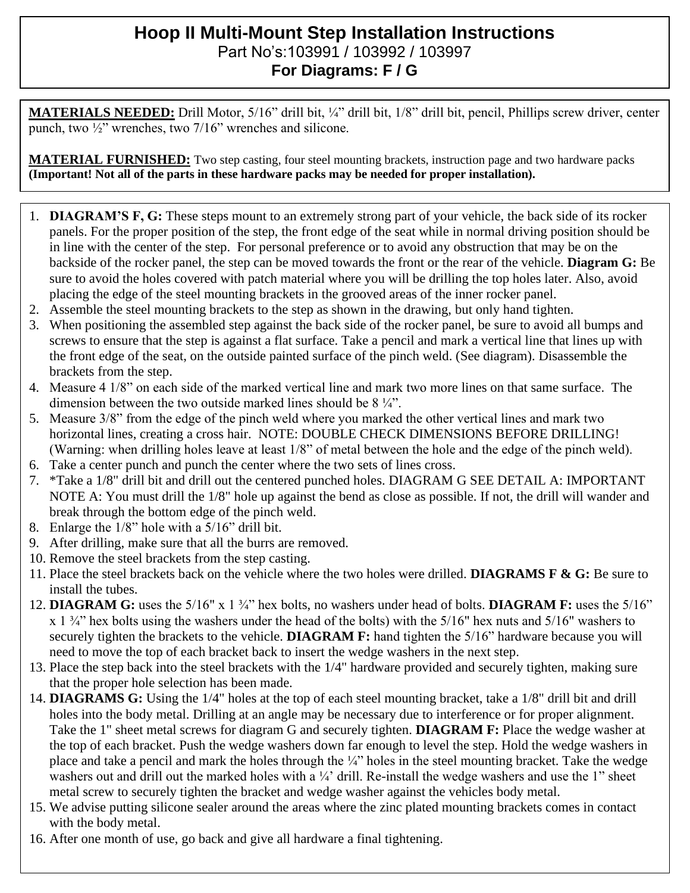# Hoop II Multi-Mount Step Installation Instructions

Part No's:103991 / 103992 / 103997

**For Diagrams: F / G**

**MATERIALS NEEDED:** Drill Motor, 5/16" drill bit, ¼" drill bit, 1/8" drill bit, pencil, Phillips screw driver, center punch, two ½" wrenches, two 7/16" wrenches and silicone.

**MATERIAL FURNISHED:** Two step casting, four steel mounting brackets, instruction page and two hardware packs **(Important! Not all of the parts in these hardware packs may be needed for proper installation).**

1. **DIAGRAM'S F, G:** These steps mount to an extremely strong part of your vehicle, the back side of its rocker panels. For the proper position of the step, the front edge of the seat while in normal driving position should be in line with the center of the step. For personal preference or to avoid any obstruction that may be on the backside of the rocker panel, the step can be moved towards the front or the rear of the vehicle. **Diagram G:** Be sure to avoid the holes covered with patch material where you will be drilling the top holes later. Also, avoid placing the edge of the steel mounting brackets in the grooved areas of the inner rocker panel.
2. Assemble the steel mounting brackets to the step as shown in the drawing, but only hand tighten.
3. When positioning the assembled step against the back side of the rocker panel, be sure to avoid all bumps and screws to ensure that the step is against a flat surface. Take a pencil and mark a vertical line that lines up with the front edge of the seat, on the outside painted surface of the pinch weld. (See diagram). Disassemble the brackets from the step.
4. Measure 4 1/8" on each side of the marked vertical line and mark two more lines on that same surface. The dimension between the two outside marked lines should be 8 ¼".
5. Measure 3/8" from the edge of the pinch weld where you marked the other vertical lines and mark two horizontal lines, creating a cross hair. NOTE: DOUBLE CHECK DIMENSIONS BEFORE DRILLING! (Warning: when drilling holes leave at least 1/8" of metal between the hole and the edge of the pinch weld).
6. Take a center punch and punch the center where the two sets of lines cross.
7. *Take a 1/8" drill bit and drill out the centered punched holes. DIAGRAM G SEE DETAIL A: IMPORTANT NOTE A: You must drill the 1/8" hole up against the bend as close as possible. If not, the drill will wander and break through the bottom edge of the pinch weld.
8. Enlarge the 1/8" hole with a 5/16" drill bit.
9. After drilling, make sure that all the burrs are removed.
10. Remove the steel brackets from the step casting.
11. Place the steel brackets back on the vehicle where the two holes were drilled. **DIAGRAMS F & G:** Be sure to install the tubes.
12. **DIAGRAM G:** uses the 5/16" x 1 ¾" hex bolts, no washers under head of bolts. **DIAGRAM F:** uses the 5/16" x 1 ¾" hex bolts using the washers under the head of the bolts) with the 5/16" hex nuts and 5/16" washers to securely tighten the brackets to the vehicle. **DIAGRAM F:** hand tighten the 5/16" hardware because you will need to move the top of each bracket back to insert the wedge washers in the next step.
13. Place the step back into the steel brackets with the 1/4" hardware provided and securely tighten, making sure that the proper hole selection has been made.
14. **DIAGRAMS G:** Using the 1/4" holes at the top of each steel mounting bracket, take a 1/8" drill bit and drill holes into the body metal. Drilling at an angle may be necessary due to interference or for proper alignment. Take the 1" sheet metal screws for diagram G and securely tighten. **DIAGRAM F:** Place the wedge washer at the top of each bracket. Push the wedge washers down far enough to level the step. Hold the wedge washers in place and take a pencil and mark the holes through the ¼" holes in the steel mounting bracket. Take the wedge washers out and drill out the marked holes with a ¼' drill. Re-install the wedge washers and use the 1" sheet metal screw to securely tighten the bracket and wedge washer against the vehicles body metal.
15. We advise putting silicone sealer around the areas where the zinc plated mounting brackets comes in contact with the body metal.
16. After one month of use, go back and give all hardware a final tightening.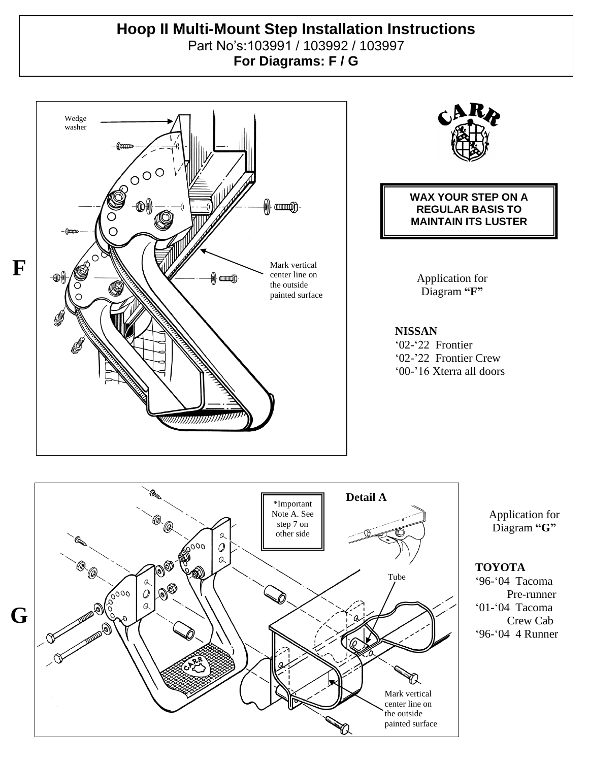# Hoop II Multi-Mount Step Installation Instructions

Part No's:103991 / 103992 / 103997

**For Diagrams: F / G**

**F**

Wedge washer

Mark vertical center line on the outside painted surface

CARR

**WAX YOUR STEP ON A REGULAR BASIS TO MAINTAIN ITS LUSTER**

Application for Diagram **"F"**

**NISSAN**

'02-'22 Frontier

'02-'22 Frontier Crew

'00-'16 Xterra all doors

**G**

*Important Note A. See step 7 on other side

**Detail A**

Tube

Mark vertical center line on the outside painted surface

Application for Diagram **"G"**

**TOYOTA**

'96-'04 Tacoma Pre-runner

'01-'04 Tacoma Crew Cab

'96-'04 4 Runner